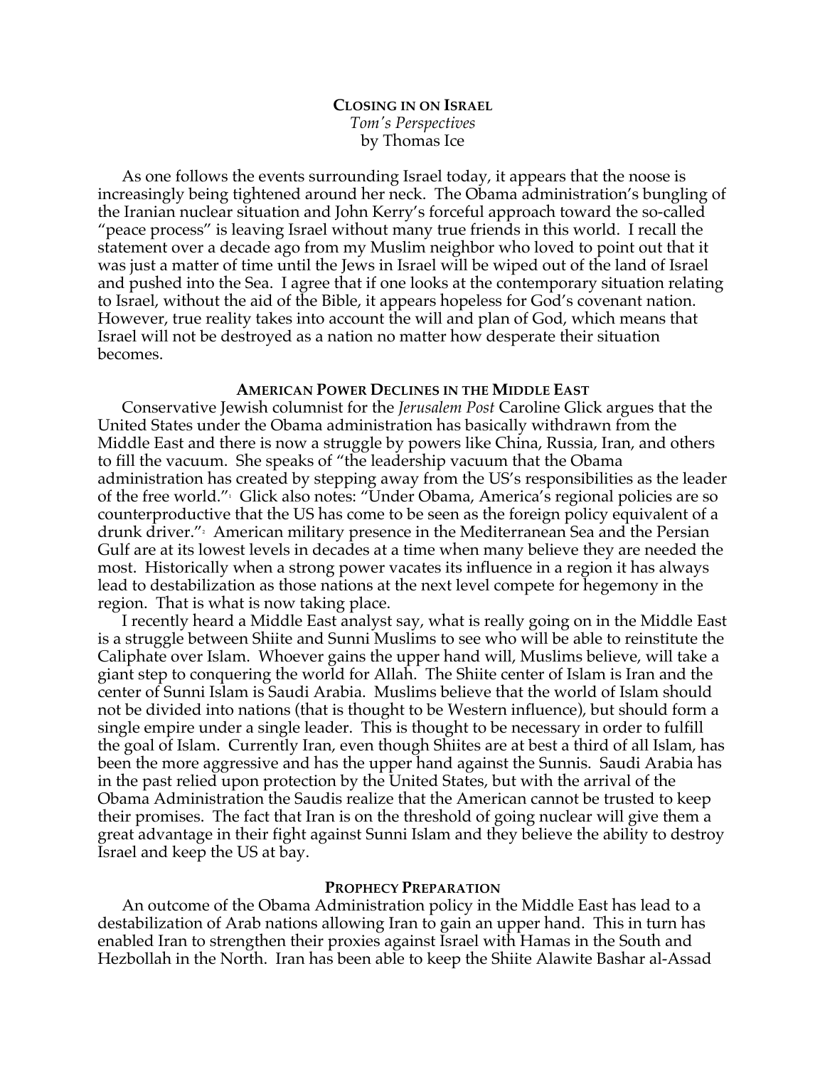# CLOSING IN ON ISRAEL

*Tom's Perspectives*
by Thomas Ice

As one follows the events surrounding Israel today, it appears that the noose is increasingly being tightened around her neck. The Obama administration's bungling of the Iranian nuclear situation and John Kerry's forceful approach toward the so-called "peace process" is leaving Israel without many true friends in this world. I recall the statement over a decade ago from my Muslim neighbor who loved to point out that it was just a matter of time until the Jews in Israel will be wiped out of the land of Israel and pushed into the Sea. I agree that if one looks at the contemporary situation relating to Israel, without the aid of the Bible, it appears hopeless for God's covenant nation. However, true reality takes into account the will and plan of God, which means that Israel will not be destroyed as a nation no matter how desperate their situation becomes.

## AMERICAN POWER DECLINES IN THE MIDDLE EAST

Conservative Jewish columnist for the *Jerusalem Post* Caroline Glick argues that the United States under the Obama administration has basically withdrawn from the Middle East and there is now a struggle by powers like China, Russia, Iran, and others to fill the vacuum. She speaks of "the leadership vacuum that the Obama administration has created by stepping away from the US's responsibilities as the leader of the free world."[1] Glick also notes: "Under Obama, America's regional policies are so counterproductive that the US has come to be seen as the foreign policy equivalent of a drunk driver."[2] American military presence in the Mediterranean Sea and the Persian Gulf are at its lowest levels in decades at a time when many believe they are needed the most. Historically when a strong power vacates its influence in a region it has always lead to destabilization as those nations at the next level compete for hegemony in the region. That is what is now taking place.

I recently heard a Middle East analyst say, what is really going on in the Middle East is a struggle between Shiite and Sunni Muslims to see who will be able to reinstitute the Caliphate over Islam. Whoever gains the upper hand will, Muslims believe, will take a giant step to conquering the world for Allah. The Shiite center of Islam is Iran and the center of Sunni Islam is Saudi Arabia. Muslims believe that the world of Islam should not be divided into nations (that is thought to be Western influence), but should form a single empire under a single leader. This is thought to be necessary in order to fulfill the goal of Islam. Currently Iran, even though Shiites are at best a third of all Islam, has been the more aggressive and has the upper hand against the Sunnis. Saudi Arabia has in the past relied upon protection by the United States, but with the arrival of the Obama Administration the Saudis realize that the American cannot be trusted to keep their promises. The fact that Iran is on the threshold of going nuclear will give them a great advantage in their fight against Sunni Islam and they believe the ability to destroy Israel and keep the US at bay.

## PROPHECY PREPARATION

An outcome of the Obama Administration policy in the Middle East has lead to a destabilization of Arab nations allowing Iran to gain an upper hand. This in turn has enabled Iran to strengthen their proxies against Israel with Hamas in the South and Hezbollah in the North. Iran has been able to keep the Shiite Alawite Bashar al-Assad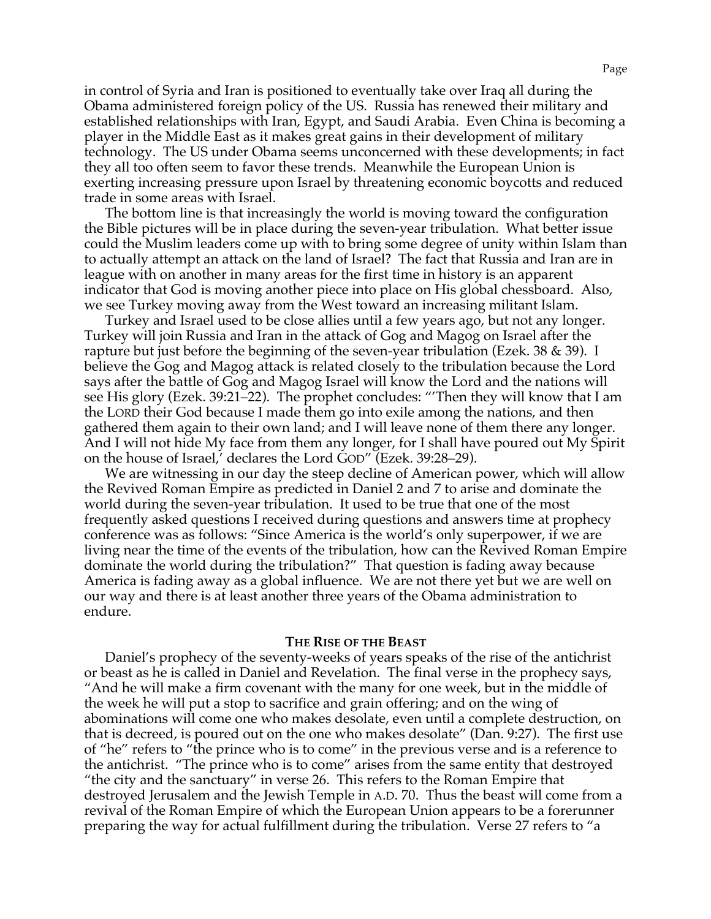in control of Syria and Iran is positioned to eventually take over Iraq all during the Obama administered foreign policy of the US. Russia has renewed their military and established relationships with Iran, Egypt, and Saudi Arabia. Even China is becoming a player in the Middle East as it makes great gains in their development of military technology. The US under Obama seems unconcerned with these developments; in fact they all too often seem to favor these trends. Meanwhile the European Union is exerting increasing pressure upon Israel by threatening economic boycotts and reduced trade in some areas with Israel.

The bottom line is that increasingly the world is moving toward the configuration the Bible pictures will be in place during the seven-year tribulation. What better issue could the Muslim leaders come up with to bring some degree of unity within Islam than to actually attempt an attack on the land of Israel? The fact that Russia and Iran are in league with on another in many areas for the first time in history is an apparent indicator that God is moving another piece into place on His global chessboard. Also, we see Turkey moving away from the West toward an increasing militant Islam.

Turkey and Israel used to be close allies until a few years ago, but not any longer. Turkey will join Russia and Iran in the attack of Gog and Magog on Israel after the rapture but just before the beginning of the seven-year tribulation (Ezek. 38 & 39). I believe the Gog and Magog attack is related closely to the tribulation because the Lord says after the battle of Gog and Magog Israel will know the Lord and the nations will see His glory (Ezek. 39:21–22). The prophet concludes: "'Then they will know that I am the LORD their God because I made them go into exile among the nations, and then gathered them again to their own land; and I will leave none of them there any longer. And I will not hide My face from them any longer, for I shall have poured out My Spirit on the house of Israel,' declares the Lord GOD" (Ezek. 39:28–29).

We are witnessing in our day the steep decline of American power, which will allow the Revived Roman Empire as predicted in Daniel 2 and 7 to arise and dominate the world during the seven-year tribulation. It used to be true that one of the most frequently asked questions I received during questions and answers time at prophecy conference was as follows: "Since America is the world's only superpower, if we are living near the time of the events of the tribulation, how can the Revived Roman Empire dominate the world during the tribulation?" That question is fading away because America is fading away as a global influence. We are not there yet but we are well on our way and there is at least another three years of the Obama administration to endure.

### THE RISE OF THE BEAST

Daniel's prophecy of the seventy-weeks of years speaks of the rise of the antichrist or beast as he is called in Daniel and Revelation. The final verse in the prophecy says, "And he will make a firm covenant with the many for one week, but in the middle of the week he will put a stop to sacrifice and grain offering; and on the wing of abominations will come one who makes desolate, even until a complete destruction, on that is decreed, is poured out on the one who makes desolate" (Dan. 9:27). The first use of "he" refers to "the prince who is to come" in the previous verse and is a reference to the antichrist. "The prince who is to come" arises from the same entity that destroyed "the city and the sanctuary" in verse 26. This refers to the Roman Empire that destroyed Jerusalem and the Jewish Temple in A.D. 70. Thus the beast will come from a revival of the Roman Empire of which the European Union appears to be a forerunner preparing the way for actual fulfillment during the tribulation. Verse 27 refers to "a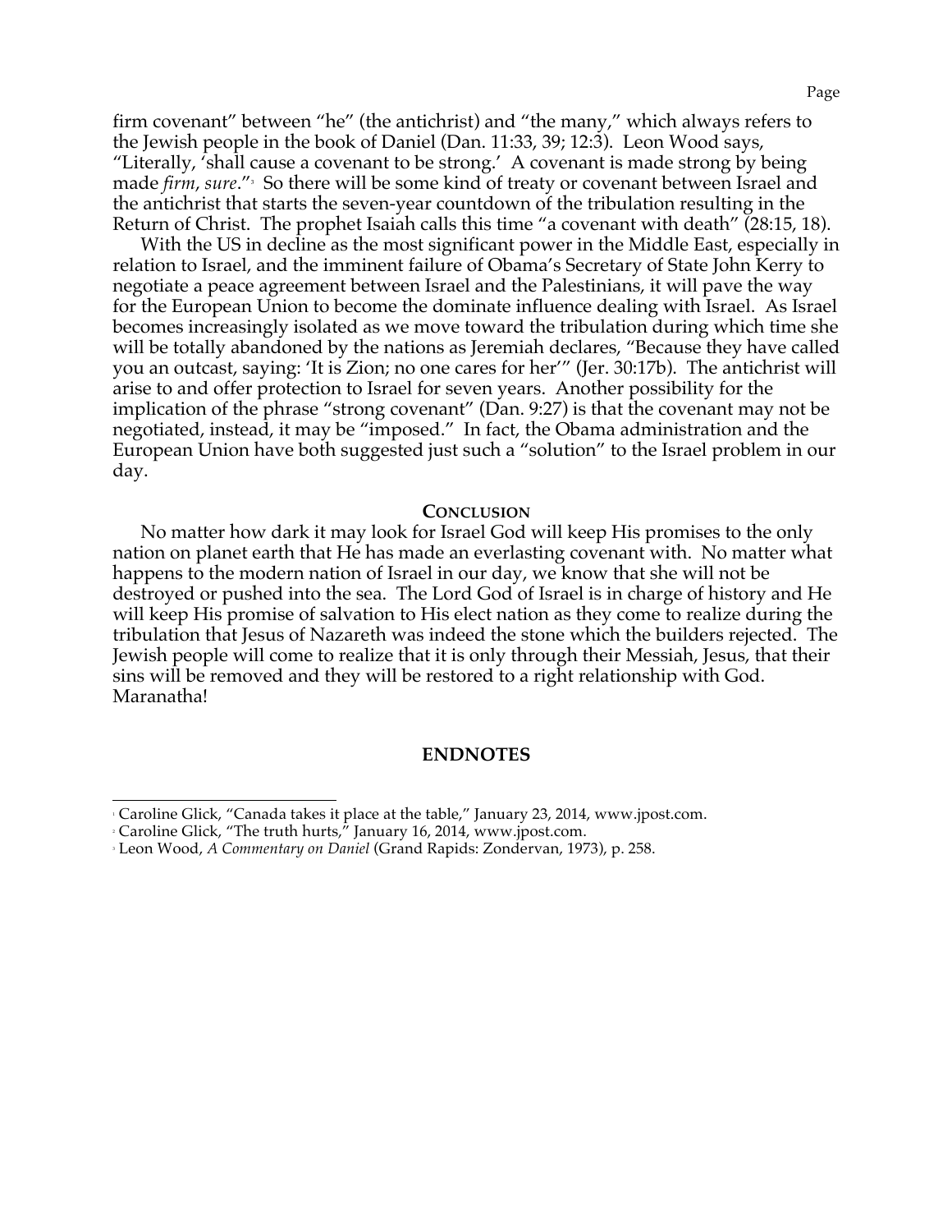firm covenant" between "he" (the antichrist) and "the many," which always refers to the Jewish people in the book of Daniel (Dan. 11:33, 39; 12:3). Leon Wood says, "Literally, 'shall cause a covenant to be strong.' A covenant is made strong by being made *firm*, *sure*."[3] So there will be some kind of treaty or covenant between Israel and the antichrist that starts the seven-year countdown of the tribulation resulting in the Return of Christ. The prophet Isaiah calls this time "a covenant with death" (28:15, 18).

With the US in decline as the most significant power in the Middle East, especially in relation to Israel, and the imminent failure of Obama's Secretary of State John Kerry to negotiate a peace agreement between Israel and the Palestinians, it will pave the way for the European Union to become the dominate influence dealing with Israel. As Israel becomes increasingly isolated as we move toward the tribulation during which time she will be totally abandoned by the nations as Jeremiah declares, "Because they have called you an outcast, saying: 'It is Zion; no one cares for her'" (Jer. 30:17b). The antichrist will arise to and offer protection to Israel for seven years. Another possibility for the implication of the phrase "strong covenant" (Dan. 9:27) is that the covenant may not be negotiated, instead, it may be "imposed." In fact, the Obama administration and the European Union have both suggested just such a "solution" to the Israel problem in our day.

## Conclusion

No matter how dark it may look for Israel God will keep His promises to the only nation on planet earth that He has made an everlasting covenant with. No matter what happens to the modern nation of Israel in our day, we know that she will not be destroyed or pushed into the sea. The Lord God of Israel is in charge of history and He will keep His promise of salvation to His elect nation as they come to realize during the tribulation that Jesus of Nazareth was indeed the stone which the builders rejected. The Jewish people will come to realize that it is only through their Messiah, Jesus, that their sins will be removed and they will be restored to a right relationship with God. Maranatha!

## ENDNOTES

[1] Caroline Glick, "Canada takes it place at the table," January 23, 2014, www.jpost.com.

[2] Caroline Glick, "The truth hurts," January 16, 2014, www.jpost.com.

[3] Leon Wood, *A Commentary on Daniel* (Grand Rapids: Zondervan, 1973), p. 258.